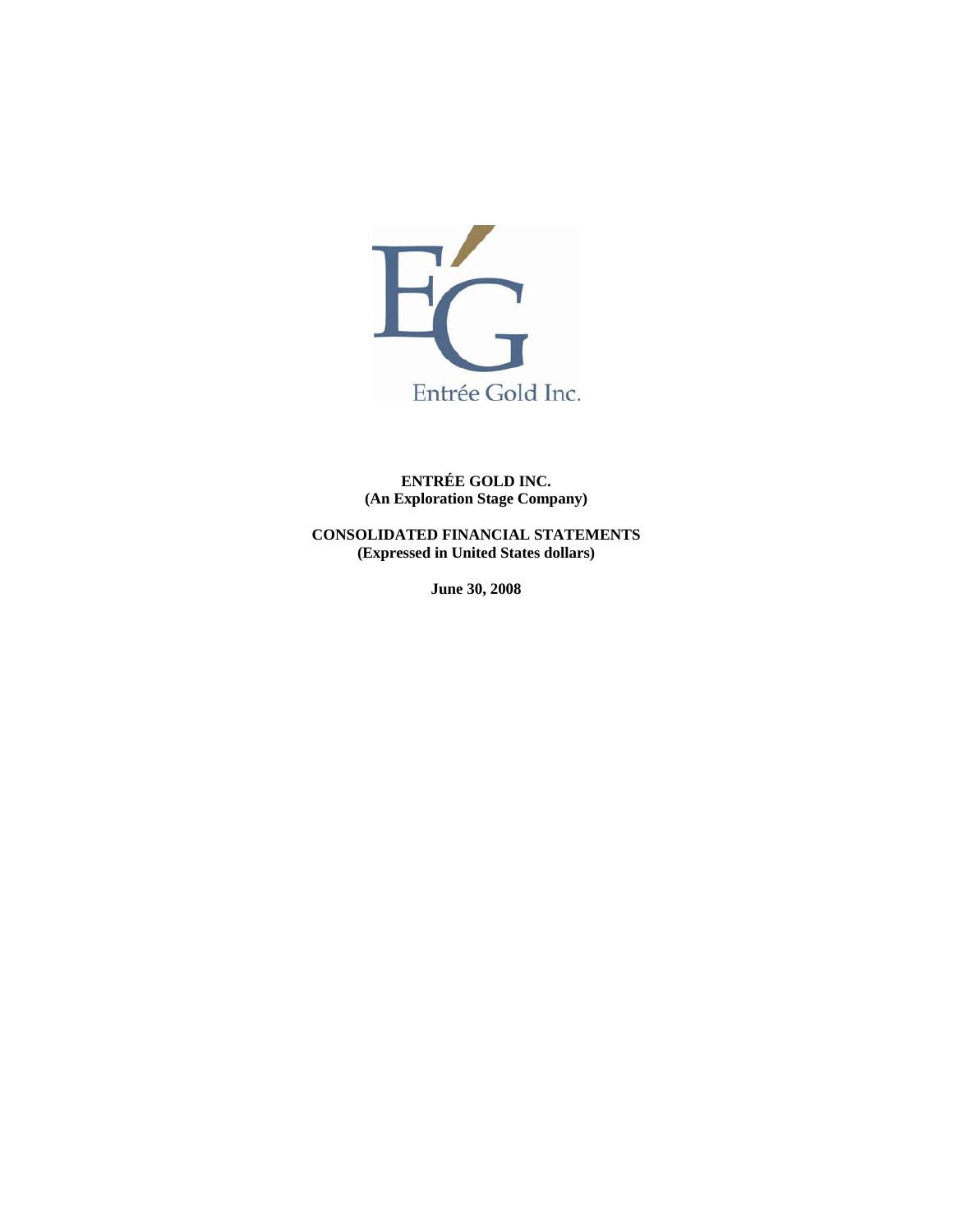Entrée Gold Inc.

**ENTRÉE GOLD INC.**
**(An Exploration Stage Company)**

**CONSOLIDATED FINANCIAL STATEMENTS**
**(Expressed in United States dollars)**

**June 30, 2008**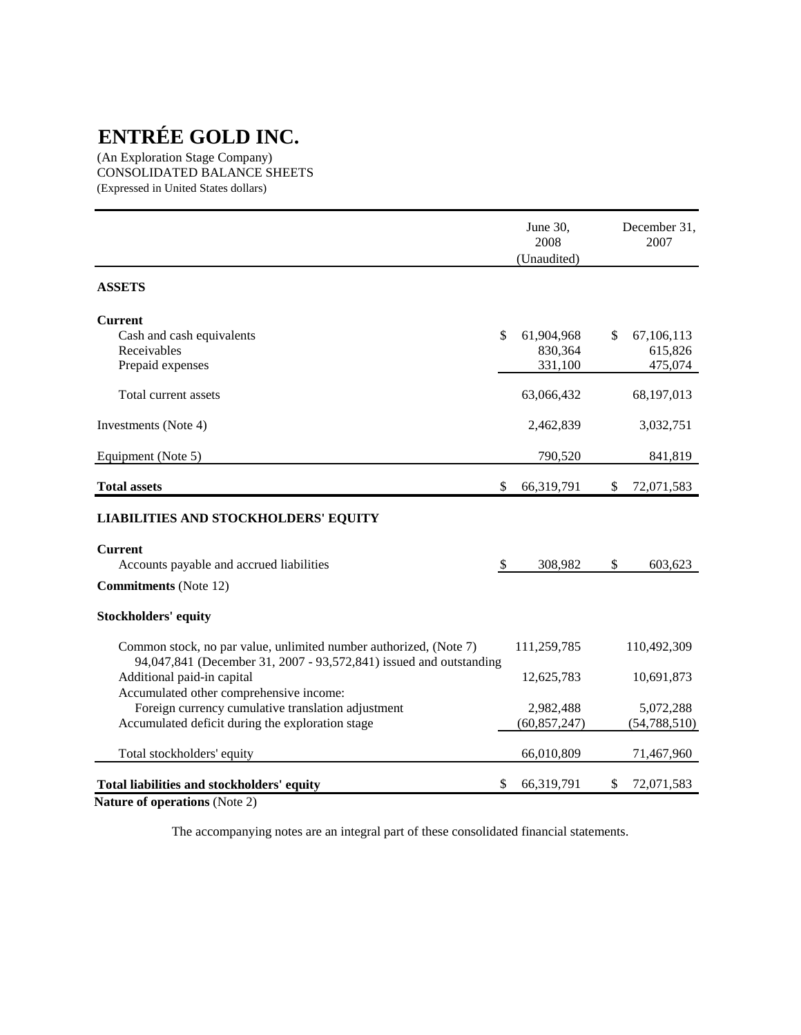# ENTRÉE GOLD INC.

(An Exploration Stage Company)
CONSOLIDATED BALANCE SHEETS
(Expressed in United States dollars)

| | June 30, 2008 (Unaudited) | December 31, 2007 |
|---|---|---|
| **ASSETS** | | |
| **Current** | | |
| Cash and cash equivalents | $ 61,904,968 | $ 67,106,113 |
| Receivables | 830,364 | 615,826 |
| Prepaid expenses | 331,100 | 475,074 |
| Total current assets | 63,066,432 | 68,197,013 |
| Investments (Note 4) | 2,462,839 | 3,032,751 |
| Equipment (Note 5) | 790,520 | 841,819 |
| **Total assets** | $ 66,319,791 | $ 72,071,583 |
| **LIABILITIES AND STOCKHOLDERS' EQUITY** | | |
| **Current** | | |
| Accounts payable and accrued liabilities | $ 308,982 | $ 603,623 |
| **Commitments** (Note 12) | | |
| **Stockholders' equity** | | |
| Common stock, no par value, unlimited number authorized, (Note 7) 94,047,841 (December 31, 2007 - 93,572,841) issued and outstanding | 111,259,785 | 110,492,309 |
| Additional paid-in capital | 12,625,783 | 10,691,873 |
| Accumulated other comprehensive income: | | |
| Foreign currency cumulative translation adjustment | 2,982,488 | 5,072,288 |
| Accumulated deficit during the exploration stage | (60,857,247) | (54,788,510) |
| Total stockholders' equity | 66,010,809 | 71,467,960 |
| **Total liabilities and stockholders' equity** | $ 66,319,791 | $ 72,071,583 |

**Nature of operations** (Note 2)

The accompanying notes are an integral part of these consolidated financial statements.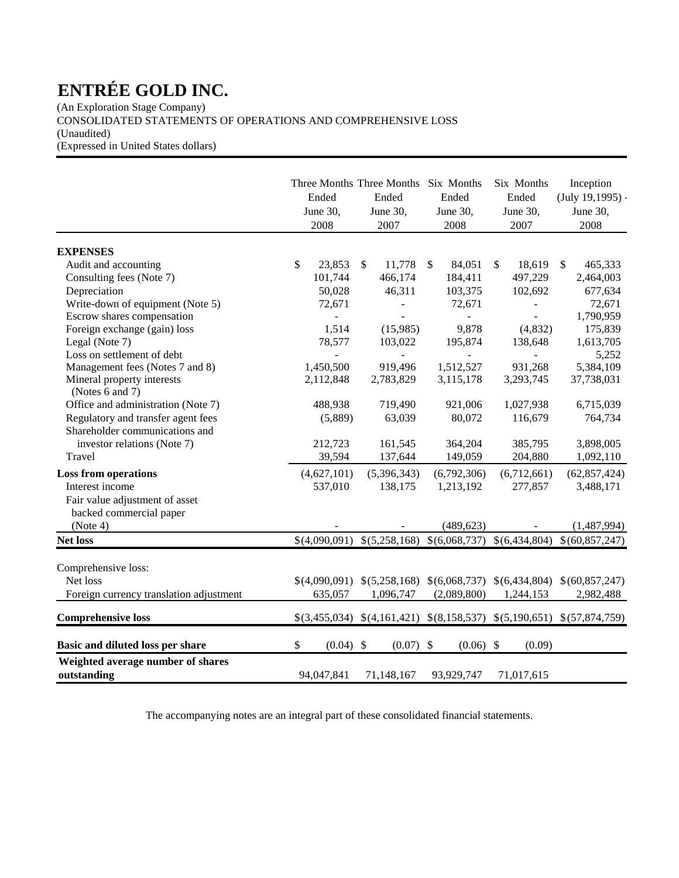# ENTRÉE GOLD INC.

(An Exploration Stage Company)
CONSOLIDATED STATEMENTS OF OPERATIONS AND COMPREHENSIVE LOSS
(Unaudited)
(Expressed in United States dollars)

| | Three Months Ended June 30, 2008 | Three Months Ended June 30, 2007 | Six Months Ended June 30, 2008 | Six Months Ended June 30, 2007 | Inception (July 19,1995) - June 30, 2008 |
|---|---|---|---|---|---|
| **EXPENSES** | | | | | |
| Audit and accounting | $ 23,853 | $ 11,778 | $ 84,051 | $ 18,619 | $ 465,333 |
| Consulting fees (Note 7) | 101,744 | 466,174 | 184,411 | 497,229 | 2,464,003 |
| Depreciation | 50,028 | 46,311 | 103,375 | 102,692 | 677,634 |
| Write-down of equipment (Note 5) | 72,671 | - | 72,671 | - | 72,671 |
| Escrow shares compensation | - | - | - | - | 1,790,959 |
| Foreign exchange (gain) loss | 1,514 | (15,985) | 9,878 | (4,832) | 175,839 |
| Legal (Note 7) | 78,577 | 103,022 | 195,874 | 138,648 | 1,613,705 |
| Loss on settlement of debt | - | - | - | - | 5,252 |
| Management fees (Notes 7 and 8) | 1,450,500 | 919,496 | 1,512,527 | 931,268 | 5,384,109 |
| Mineral property interests (Notes 6 and 7) | 2,112,848 | 2,783,829 | 3,115,178 | 3,293,745 | 37,738,031 |
| Office and administration (Note 7) | 488,938 | 719,490 | 921,006 | 1,027,938 | 6,715,039 |
| Regulatory and transfer agent fees | (5,889) | 63,039 | 80,072 | 116,679 | 764,734 |
| Shareholder communications and investor relations (Note 7) | 212,723 | 161,545 | 364,204 | 385,795 | 3,898,005 |
| Travel | 39,594 | 137,644 | 149,059 | 204,880 | 1,092,110 |
| **Loss from operations** | (4,627,101) | (5,396,343) | (6,792,306) | (6,712,661) | (62,857,424) |
| Interest income | 537,010 | 138,175 | 1,213,192 | 277,857 | 3,488,171 |
| Fair value adjustment of asset backed commercial paper (Note 4) | - | - | (489,623) | - | (1,487,994) |
| **Net loss** | $(4,090,091) | $(5,258,168) | $(6,068,737) | $(6,434,804) | $(60,857,247) |
| Comprehensive loss: | | | | | |
| Net loss | $(4,090,091) | $(5,258,168) | $(6,068,737) | $(6,434,804) | $(60,857,247) |
| Foreign currency translation adjustment | 635,057 | 1,096,747 | (2,089,800) | 1,244,153 | 2,982,488 |
| **Comprehensive loss** | $(3,455,034) | $(4,161,421) | $(8,158,537) | $(5,190,651) | $(57,874,759) |
| **Basic and diluted loss per share** | $ (0.04) | $ (0.07) | $ (0.06) | $ (0.09) | |
| **Weighted average number of shares outstanding** | 94,047,841 | 71,148,167 | 93,929,747 | 71,017,615 | |

The accompanying notes are an integral part of these consolidated financial statements.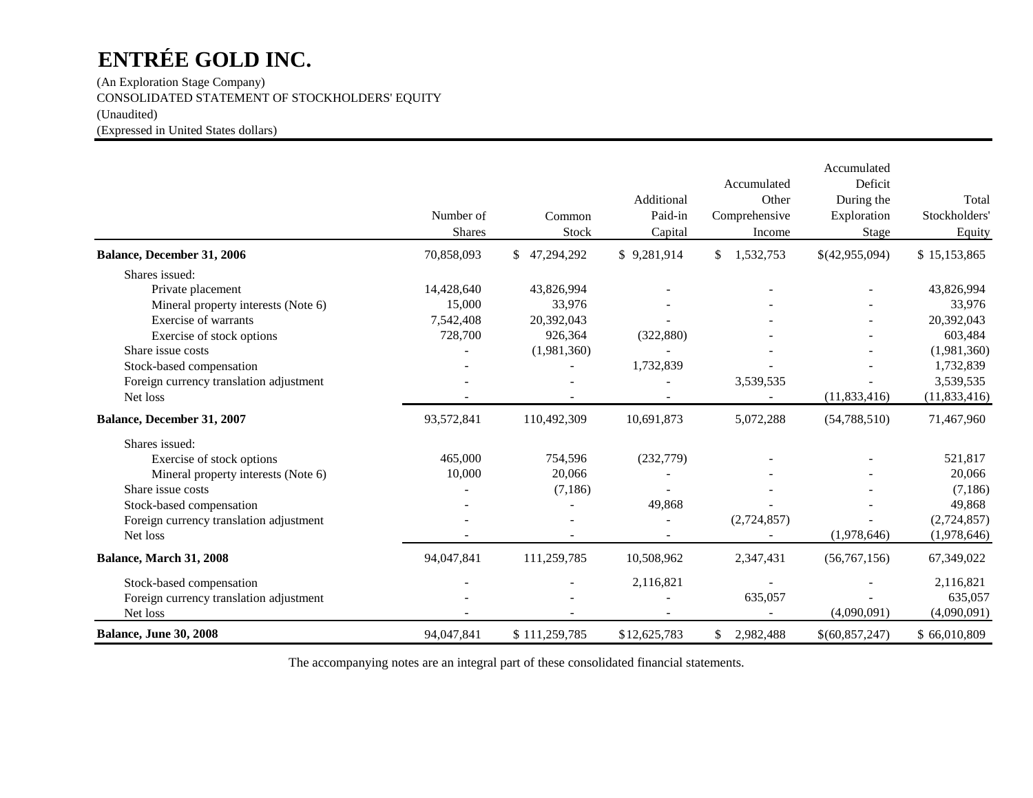# ENTRÉE GOLD INC.

(An Exploration Stage Company)
CONSOLIDATED STATEMENT OF STOCKHOLDERS' EQUITY
(Unaudited)
(Expressed in United States dollars)

| | Number of Shares | Common Stock | Additional Paid-in Capital | Accumulated Other Comprehensive Income | Accumulated Deficit During the Exploration Stage | Total Stockholders' Equity |
|---|---|---|---|---|---|---|
| **Balance, December 31, 2006** | 70,858,093 | $ 47,294,292 | $ 9,281,914 | $ 1,532,753 | $(42,955,094) | $ 15,153,865 |
| Shares issued: | | | | | | |
| Private placement | 14,428,640 | 43,826,994 | - | - | - | 43,826,994 |
| Mineral property interests (Note 6) | 15,000 | 33,976 | - | - | - | 33,976 |
| Exercise of warrants | 7,542,408 | 20,392,043 | - | - | - | 20,392,043 |
| Exercise of stock options | 728,700 | 926,364 | (322,880) | - | - | 603,484 |
| Share issue costs | - | (1,981,360) | - | - | - | (1,981,360) |
| Stock-based compensation | - | - | 1,732,839 | - | - | 1,732,839 |
| Foreign currency translation adjustment | - | - | - | 3,539,535 | - | 3,539,535 |
| Net loss | - | - | - | - | (11,833,416) | (11,833,416) |
| **Balance, December 31, 2007** | 93,572,841 | 110,492,309 | 10,691,873 | 5,072,288 | (54,788,510) | 71,467,960 |
| Shares issued: | | | | | | |
| Exercise of stock options | 465,000 | 754,596 | (232,779) | - | - | 521,817 |
| Mineral property interests (Note 6) | 10,000 | 20,066 | - | - | - | 20,066 |
| Share issue costs | - | (7,186) | - | - | - | (7,186) |
| Stock-based compensation | - | - | 49,868 | - | - | 49,868 |
| Foreign currency translation adjustment | - | - | - | (2,724,857) | - | (2,724,857) |
| Net loss | - | - | - | - | (1,978,646) | (1,978,646) |
| **Balance, March 31, 2008** | 94,047,841 | 111,259,785 | 10,508,962 | 2,347,431 | (56,767,156) | 67,349,022 |
| Stock-based compensation | - | - | 2,116,821 | - | - | 2,116,821 |
| Foreign currency translation adjustment | - | - | - | 635,057 | - | 635,057 |
| Net loss | - | - | - | - | (4,090,091) | (4,090,091) |
| **Balance, June 30, 2008** | 94,047,841 | $ 111,259,785 | $12,625,783 | $ 2,982,488 | $(60,857,247) | $ 66,010,809 |

The accompanying notes are an integral part of these consolidated financial statements.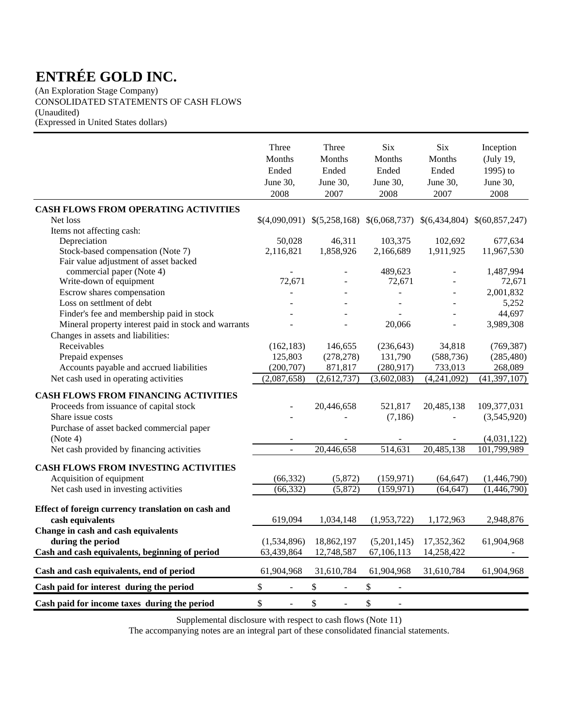# ENTRÉE GOLD INC.

(An Exploration Stage Company)
CONSOLIDATED STATEMENTS OF CASH FLOWS
(Unaudited)
(Expressed in United States dollars)

| | Three Months Ended June 30, 2008 | Three Months Ended June 30, 2007 | Six Months Ended June 30, 2008 | Six Months Ended June 30, 2007 | Inception (July 19, 1995) to June 30, 2008 |
|---|---|---|---|---|---|
| **CASH FLOWS FROM OPERATING ACTIVITIES** | | | | | |
| Net loss | $(4,090,091) | $(5,258,168) | $(6,068,737) | $(6,434,804) | $(60,857,247) |
| Items not affecting cash: | | | | | |
| Depreciation | 50,028 | 46,311 | 103,375 | 102,692 | 677,634 |
| Stock-based compensation (Note 7) | 2,116,821 | 1,858,926 | 2,166,689 | 1,911,925 | 11,967,530 |
| Fair value adjustment of asset backed commercial paper (Note 4) | - | - | 489,623 | - | 1,487,994 |
| Write-down of equipment | 72,671 | - | 72,671 | - | 72,671 |
| Escrow shares compensation | - | - | - | - | 2,001,832 |
| Loss on settlment of debt | - | - | - | - | 5,252 |
| Finder's fee and membership paid in stock | - | - | - | - | 44,697 |
| Mineral property interest paid in stock and warrants | - | - | 20,066 | - | 3,989,308 |
| Changes in assets and liabilities: | | | | | |
| Receivables | (162,183) | 146,655 | (236,643) | 34,818 | (769,387) |
| Prepaid expenses | 125,803 | (278,278) | 131,790 | (588,736) | (285,480) |
| Accounts payable and accrued liabilities | (200,707) | 871,817 | (280,917) | 733,013 | 268,089 |
| Net cash used in operating activities | (2,087,658) | (2,612,737) | (3,602,083) | (4,241,092) | (41,397,107) |
| **CASH FLOWS FROM FINANCING ACTIVITIES** | | | | | |
| Proceeds from issuance of capital stock | - | 20,446,658 | 521,817 | 20,485,138 | 109,377,031 |
| Share issue costs | - | - | (7,186) | - | (3,545,920) |
| Purchase of asset backed commercial paper (Note 4) | - | - | - | - | (4,031,122) |
| Net cash provided by financing activities | - | 20,446,658 | 514,631 | 20,485,138 | 101,799,989 |
| **CASH FLOWS FROM INVESTING ACTIVITIES** | | | | | |
| Acquisition of equipment | (66,332) | (5,872) | (159,971) | (64,647) | (1,446,790) |
| Net cash used in investing activities | (66,332) | (5,872) | (159,971) | (64,647) | (1,446,790) |
| **Effect of foreign currency translation on cash and cash equivalents** | 619,094 | 1,034,148 | (1,953,722) | 1,172,963 | 2,948,876 |
| **Change in cash and cash equivalents during the period** | (1,534,896) | 18,862,197 | (5,201,145) | 17,352,362 | 61,904,968 |
| **Cash and cash equivalents, beginning of period** | 63,439,864 | 12,748,587 | 67,106,113 | 14,258,422 | - |
| **Cash and cash equivalents, end of period** | 61,904,968 | 31,610,784 | 61,904,968 | 31,610,784 | 61,904,968 |
| **Cash paid for interest during the period** | $ - | $ - | $ - | | |
| **Cash paid for income taxes during the period** | $ - | $ - | $ - | | |

Supplemental disclosure with respect to cash flows (Note 11)

The accompanying notes are an integral part of these consolidated financial statements.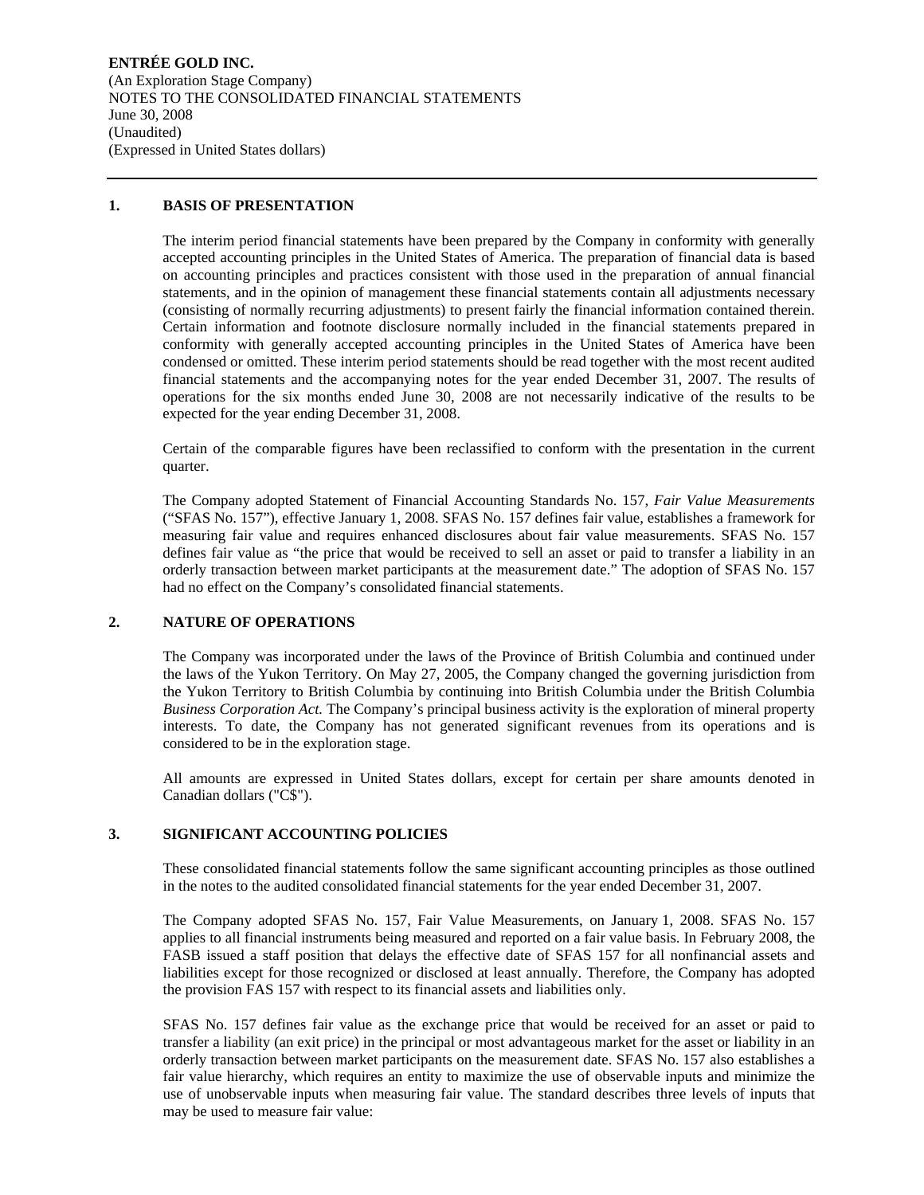**ENTRÉE GOLD INC.**
(An Exploration Stage Company)
NOTES TO THE CONSOLIDATED FINANCIAL STATEMENTS
June 30, 2008
(Unaudited)
(Expressed in United States dollars)

---

## 1. BASIS OF PRESENTATION

The interim period financial statements have been prepared by the Company in conformity with generally accepted accounting principles in the United States of America. The preparation of financial data is based on accounting principles and practices consistent with those used in the preparation of annual financial statements, and in the opinion of management these financial statements contain all adjustments necessary (consisting of normally recurring adjustments) to present fairly the financial information contained therein. Certain information and footnote disclosure normally included in the financial statements prepared in conformity with generally accepted accounting principles in the United States of America have been condensed or omitted. These interim period statements should be read together with the most recent audited financial statements and the accompanying notes for the year ended December 31, 2007. The results of operations for the six months ended June 30, 2008 are not necessarily indicative of the results to be expected for the year ending December 31, 2008.

Certain of the comparable figures have been reclassified to conform with the presentation in the current quarter.

The Company adopted Statement of Financial Accounting Standards No. 157, *Fair Value Measurements* ("SFAS No. 157"), effective January 1, 2008. SFAS No. 157 defines fair value, establishes a framework for measuring fair value and requires enhanced disclosures about fair value measurements. SFAS No. 157 defines fair value as "the price that would be received to sell an asset or paid to transfer a liability in an orderly transaction between market participants at the measurement date." The adoption of SFAS No. 157 had no effect on the Company's consolidated financial statements.

## 2. NATURE OF OPERATIONS

The Company was incorporated under the laws of the Province of British Columbia and continued under the laws of the Yukon Territory. On May 27, 2005, the Company changed the governing jurisdiction from the Yukon Territory to British Columbia by continuing into British Columbia under the British Columbia *Business Corporation Act.* The Company's principal business activity is the exploration of mineral property interests. To date, the Company has not generated significant revenues from its operations and is considered to be in the exploration stage.

All amounts are expressed in United States dollars, except for certain per share amounts denoted in Canadian dollars ("C$").

## 3. SIGNIFICANT ACCOUNTING POLICIES

These consolidated financial statements follow the same significant accounting principles as those outlined in the notes to the audited consolidated financial statements for the year ended December 31, 2007.

The Company adopted SFAS No. 157, Fair Value Measurements, on January 1, 2008. SFAS No. 157 applies to all financial instruments being measured and reported on a fair value basis. In February 2008, the FASB issued a staff position that delays the effective date of SFAS 157 for all nonfinancial assets and liabilities except for those recognized or disclosed at least annually. Therefore, the Company has adopted the provision FAS 157 with respect to its financial assets and liabilities only.

SFAS No. 157 defines fair value as the exchange price that would be received for an asset or paid to transfer a liability (an exit price) in the principal or most advantageous market for the asset or liability in an orderly transaction between market participants on the measurement date. SFAS No. 157 also establishes a fair value hierarchy, which requires an entity to maximize the use of observable inputs and minimize the use of unobservable inputs when measuring fair value. The standard describes three levels of inputs that may be used to measure fair value: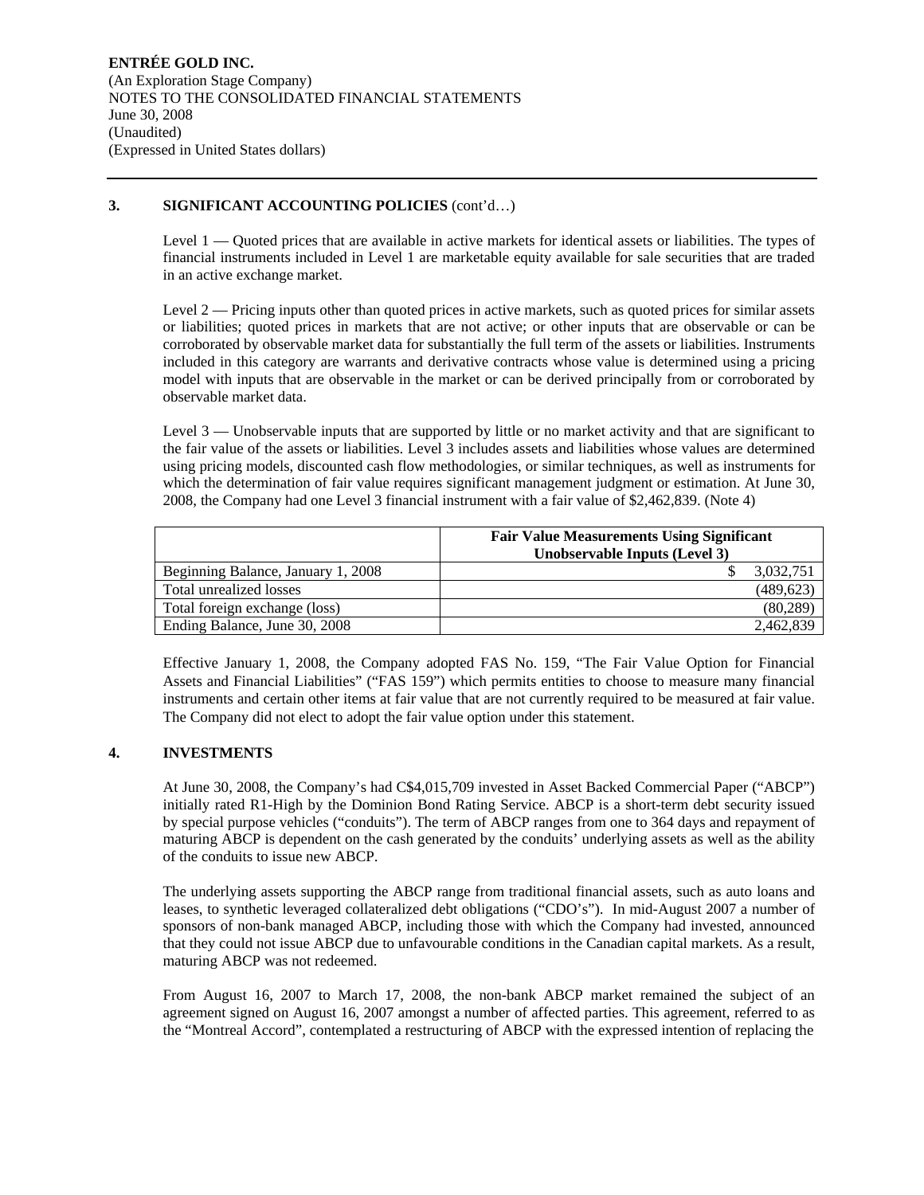## 3. SIGNIFICANT ACCOUNTING POLICIES (cont'd…)

Level 1 — Quoted prices that are available in active markets for identical assets or liabilities. The types of financial instruments included in Level 1 are marketable equity available for sale securities that are traded in an active exchange market.

Level 2 — Pricing inputs other than quoted prices in active markets, such as quoted prices for similar assets or liabilities; quoted prices in markets that are not active; or other inputs that are observable or can be corroborated by observable market data for substantially the full term of the assets or liabilities. Instruments included in this category are warrants and derivative contracts whose value is determined using a pricing model with inputs that are observable in the market or can be derived principally from or corroborated by observable market data.

Level 3 — Unobservable inputs that are supported by little or no market activity and that are significant to the fair value of the assets or liabilities. Level 3 includes assets and liabilities whose values are determined using pricing models, discounted cash flow methodologies, or similar techniques, as well as instruments for which the determination of fair value requires significant management judgment or estimation. At June 30, 2008, the Company had one Level 3 financial instrument with a fair value of $2,462,839. (Note 4)

| | Fair Value Measurements Using Significant Unobservable Inputs (Level 3) |
|---|---|
| Beginning Balance, January 1, 2008 | $ 3,032,751 |
| Total unrealized losses | (489,623) |
| Total foreign exchange (loss) | (80,289) |
| Ending Balance, June 30, 2008 | 2,462,839 |

Effective January 1, 2008, the Company adopted FAS No. 159, "The Fair Value Option for Financial Assets and Financial Liabilities" ("FAS 159") which permits entities to choose to measure many financial instruments and certain other items at fair value that are not currently required to be measured at fair value. The Company did not elect to adopt the fair value option under this statement.

## 4. INVESTMENTS

At June 30, 2008, the Company's had C$4,015,709 invested in Asset Backed Commercial Paper ("ABCP") initially rated R1-High by the Dominion Bond Rating Service. ABCP is a short-term debt security issued by special purpose vehicles ("conduits"). The term of ABCP ranges from one to 364 days and repayment of maturing ABCP is dependent on the cash generated by the conduits' underlying assets as well as the ability of the conduits to issue new ABCP.

The underlying assets supporting the ABCP range from traditional financial assets, such as auto loans and leases, to synthetic leveraged collateralized debt obligations ("CDO's"). In mid-August 2007 a number of sponsors of non-bank managed ABCP, including those with which the Company had invested, announced that they could not issue ABCP due to unfavourable conditions in the Canadian capital markets. As a result, maturing ABCP was not redeemed.

From August 16, 2007 to March 17, 2008, the non-bank ABCP market remained the subject of an agreement signed on August 16, 2007 amongst a number of affected parties. This agreement, referred to as the "Montreal Accord", contemplated a restructuring of ABCP with the expressed intention of replacing the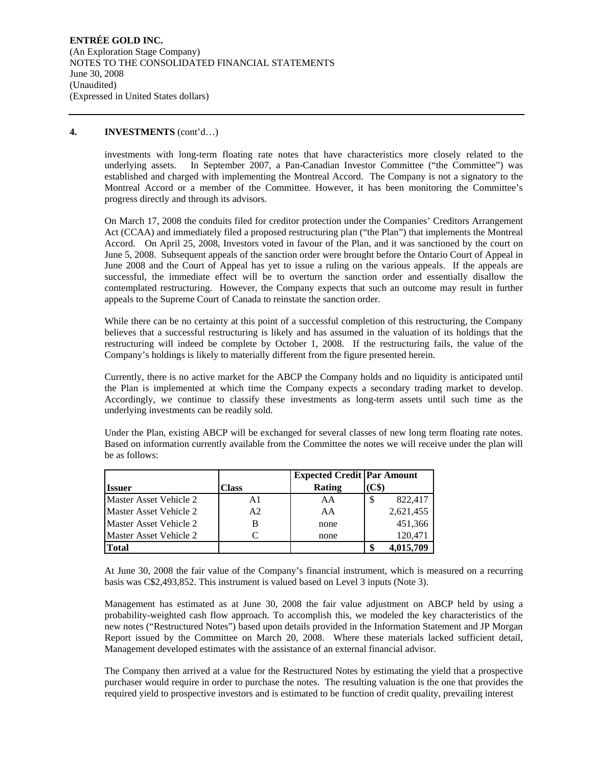**4. INVESTMENTS** (cont'd…)

investments with long-term floating rate notes that have characteristics more closely related to the underlying assets. In September 2007, a Pan-Canadian Investor Committee ("the Committee") was established and charged with implementing the Montreal Accord. The Company is not a signatory to the Montreal Accord or a member of the Committee. However, it has been monitoring the Committee's progress directly and through its advisors.

On March 17, 2008 the conduits filed for creditor protection under the Companies' Creditors Arrangement Act (CCAA) and immediately filed a proposed restructuring plan ("the Plan") that implements the Montreal Accord. On April 25, 2008, Investors voted in favour of the Plan, and it was sanctioned by the court on June 5, 2008. Subsequent appeals of the sanction order were brought before the Ontario Court of Appeal in June 2008 and the Court of Appeal has yet to issue a ruling on the various appeals. If the appeals are successful, the immediate effect will be to overturn the sanction order and essentially disallow the contemplated restructuring. However, the Company expects that such an outcome may result in further appeals to the Supreme Court of Canada to reinstate the sanction order.

While there can be no certainty at this point of a successful completion of this restructuring, the Company believes that a successful restructuring is likely and has assumed in the valuation of its holdings that the restructuring will indeed be complete by October 1, 2008. If the restructuring fails, the value of the Company's holdings is likely to materially different from the figure presented herein.

Currently, there is no active market for the ABCP the Company holds and no liquidity is anticipated until the Plan is implemented at which time the Company expects a secondary trading market to develop. Accordingly, we continue to classify these investments as long-term assets until such time as the underlying investments can be readily sold.

Under the Plan, existing ABCP will be exchanged for several classes of new long term floating rate notes. Based on information currently available from the Committee the notes we will receive under the plan will be as follows:

| Issuer | Class | Expected Credit Rating | Par Amount (C$) |
|---|---|---|---|
| Master Asset Vehicle 2 | A1 | AA | $ 822,417 |
| Master Asset Vehicle 2 | A2 | AA | 2,621,455 |
| Master Asset Vehicle 2 | B | none | 451,366 |
| Master Asset Vehicle 2 | C | none | 120,471 |
| **Total** | | | **$ 4,015,709** |

At June 30, 2008 the fair value of the Company's financial instrument, which is measured on a recurring basis was C$2,493,852. This instrument is valued based on Level 3 inputs (Note 3).

Management has estimated as at June 30, 2008 the fair value adjustment on ABCP held by using a probability-weighted cash flow approach. To accomplish this, we modeled the key characteristics of the new notes ("Restructured Notes") based upon details provided in the Information Statement and JP Morgan Report issued by the Committee on March 20, 2008. Where these materials lacked sufficient detail, Management developed estimates with the assistance of an external financial advisor.

The Company then arrived at a value for the Restructured Notes by estimating the yield that a prospective purchaser would require in order to purchase the notes. The resulting valuation is the one that provides the required yield to prospective investors and is estimated to be function of credit quality, prevailing interest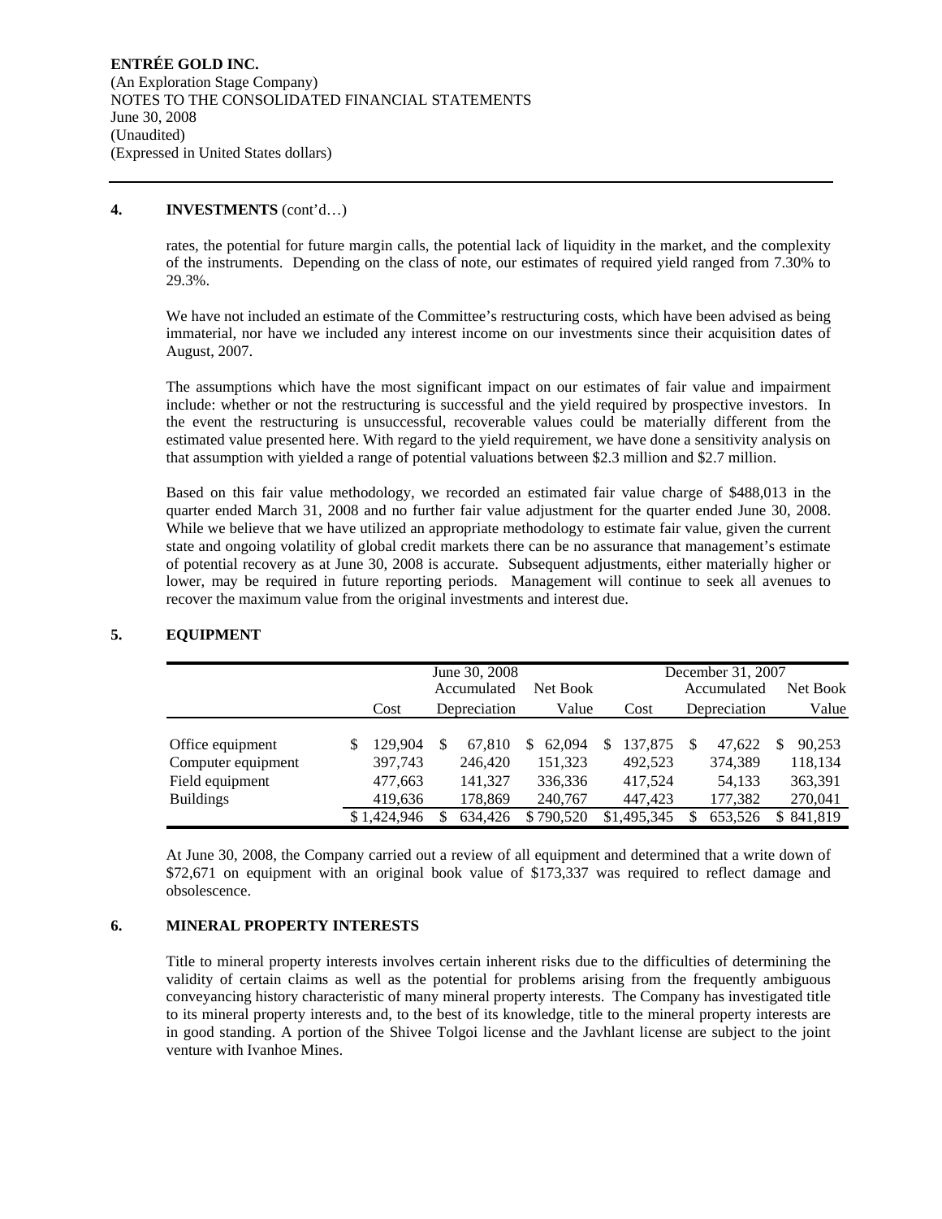**ENTRÉE GOLD INC.**
(An Exploration Stage Company)
NOTES TO THE CONSOLIDATED FINANCIAL STATEMENTS
June 30, 2008
(Unaudited)
(Expressed in United States dollars)

## 4. INVESTMENTS (cont'd…)

rates, the potential for future margin calls, the potential lack of liquidity in the market, and the complexity of the instruments. Depending on the class of note, our estimates of required yield ranged from 7.30% to 29.3%.

We have not included an estimate of the Committee's restructuring costs, which have been advised as being immaterial, nor have we included any interest income on our investments since their acquisition dates of August, 2007.

The assumptions which have the most significant impact on our estimates of fair value and impairment include: whether or not the restructuring is successful and the yield required by prospective investors. In the event the restructuring is unsuccessful, recoverable values could be materially different from the estimated value presented here. With regard to the yield requirement, we have done a sensitivity analysis on that assumption with yielded a range of potential valuations between $2.3 million and $2.7 million.

Based on this fair value methodology, we recorded an estimated fair value charge of $488,013 in the quarter ended March 31, 2008 and no further fair value adjustment for the quarter ended June 30, 2008. While we believe that we have utilized an appropriate methodology to estimate fair value, given the current state and ongoing volatility of global credit markets there can be no assurance that management's estimate of potential recovery as at June 30, 2008 is accurate. Subsequent adjustments, either materially higher or lower, may be required in future reporting periods. Management will continue to seek all avenues to recover the maximum value from the original investments and interest due.

## 5. EQUIPMENT

| | June 30, 2008 | | | December 31, 2007 | | |
|---|---|---|---|---|---|---|
| | Cost | Accumulated Depreciation | Net Book Value | Cost | Accumulated Depreciation | Net Book Value |
| Office equipment | $ 129,904 | $ 67,810 | $ 62,094 | $ 137,875 | $ 47,622 | $ 90,253 |
| Computer equipment | 397,743 | 246,420 | 151,323 | 492,523 | 374,389 | 118,134 |
| Field equipment | 477,663 | 141,327 | 336,336 | 417,524 | 54,133 | 363,391 |
| Buildings | 419,636 | 178,869 | 240,767 | 447,423 | 177,382 | 270,041 |
| | $ 1,424,946 | $ 634,426 | $ 790,520 | $1,495,345 | $ 653,526 | $ 841,819 |

At June 30, 2008, the Company carried out a review of all equipment and determined that a write down of $72,671 on equipment with an original book value of $173,337 was required to reflect damage and obsolescence.

## 6. MINERAL PROPERTY INTERESTS

Title to mineral property interests involves certain inherent risks due to the difficulties of determining the validity of certain claims as well as the potential for problems arising from the frequently ambiguous conveyancing history characteristic of many mineral property interests. The Company has investigated title to its mineral property interests and, to the best of its knowledge, title to the mineral property interests are in good standing. A portion of the Shivee Tolgoi license and the Javhlant license are subject to the joint venture with Ivanhoe Mines.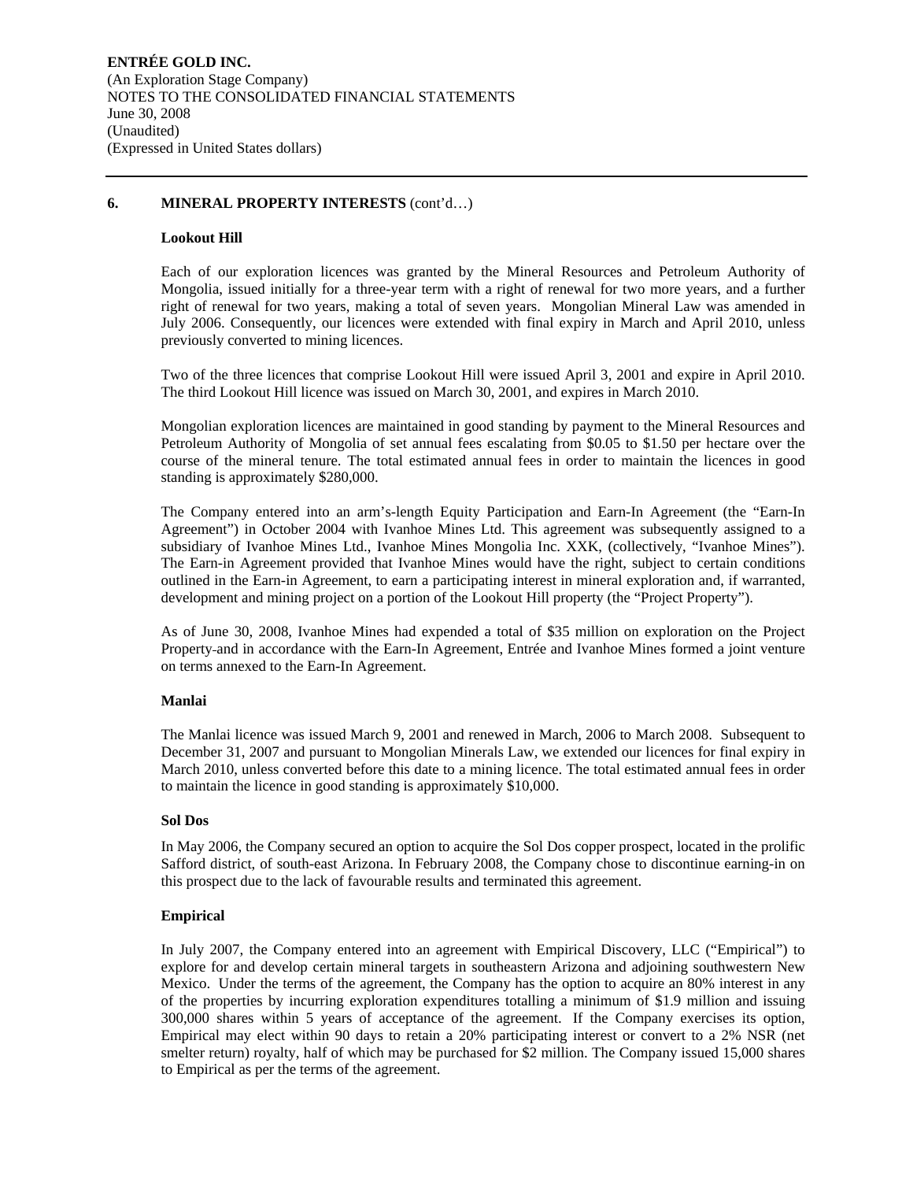## 6. MINERAL PROPERTY INTERESTS (cont'd…)

### Lookout Hill

Each of our exploration licences was granted by the Mineral Resources and Petroleum Authority of Mongolia, issued initially for a three-year term with a right of renewal for two more years, and a further right of renewal for two years, making a total of seven years. Mongolian Mineral Law was amended in July 2006. Consequently, our licences were extended with final expiry in March and April 2010, unless previously converted to mining licences.

Two of the three licences that comprise Lookout Hill were issued April 3, 2001 and expire in April 2010. The third Lookout Hill licence was issued on March 30, 2001, and expires in March 2010.

Mongolian exploration licences are maintained in good standing by payment to the Mineral Resources and Petroleum Authority of Mongolia of set annual fees escalating from $0.05 to $1.50 per hectare over the course of the mineral tenure. The total estimated annual fees in order to maintain the licences in good standing is approximately $280,000.

The Company entered into an arm's-length Equity Participation and Earn-In Agreement (the "Earn-In Agreement") in October 2004 with Ivanhoe Mines Ltd. This agreement was subsequently assigned to a subsidiary of Ivanhoe Mines Ltd., Ivanhoe Mines Mongolia Inc. XXK, (collectively, "Ivanhoe Mines"). The Earn-in Agreement provided that Ivanhoe Mines would have the right, subject to certain conditions outlined in the Earn-in Agreement, to earn a participating interest in mineral exploration and, if warranted, development and mining project on a portion of the Lookout Hill property (the "Project Property").

As of June 30, 2008, Ivanhoe Mines had expended a total of $35 million on exploration on the Project Property and in accordance with the Earn-In Agreement, Entrée and Ivanhoe Mines formed a joint venture on terms annexed to the Earn-In Agreement.

### Manlai

The Manlai licence was issued March 9, 2001 and renewed in March, 2006 to March 2008. Subsequent to December 31, 2007 and pursuant to Mongolian Minerals Law, we extended our licences for final expiry in March 2010, unless converted before this date to a mining licence. The total estimated annual fees in order to maintain the licence in good standing is approximately $10,000.

### Sol Dos

In May 2006, the Company secured an option to acquire the Sol Dos copper prospect, located in the prolific Safford district, of south-east Arizona. In February 2008, the Company chose to discontinue earning-in on this prospect due to the lack of favourable results and terminated this agreement.

### Empirical

In July 2007, the Company entered into an agreement with Empirical Discovery, LLC ("Empirical") to explore for and develop certain mineral targets in southeastern Arizona and adjoining southwestern New Mexico. Under the terms of the agreement, the Company has the option to acquire an 80% interest in any of the properties by incurring exploration expenditures totalling a minimum of $1.9 million and issuing 300,000 shares within 5 years of acceptance of the agreement. If the Company exercises its option, Empirical may elect within 90 days to retain a 20% participating interest or convert to a 2% NSR (net smelter return) royalty, half of which may be purchased for $2 million. The Company issued 15,000 shares to Empirical as per the terms of the agreement.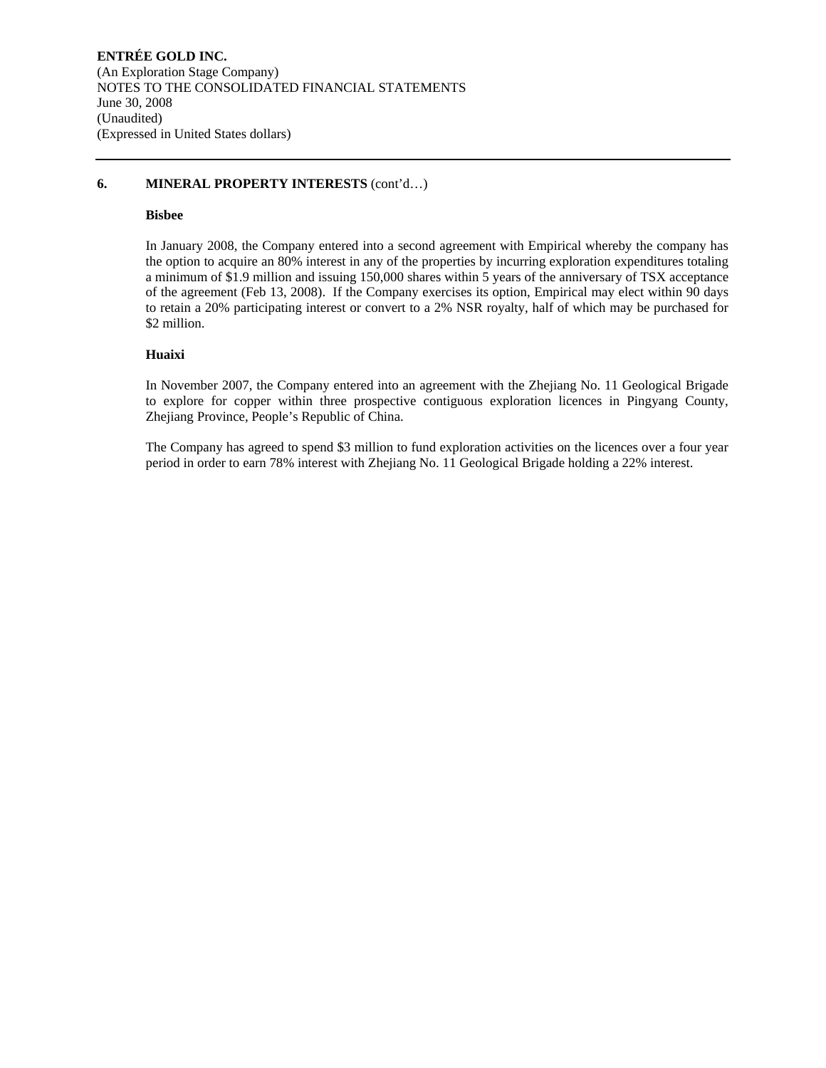## 6. MINERAL PROPERTY INTERESTS (cont'd…)

### Bisbee

In January 2008, the Company entered into a second agreement with Empirical whereby the company has the option to acquire an 80% interest in any of the properties by incurring exploration expenditures totaling a minimum of $1.9 million and issuing 150,000 shares within 5 years of the anniversary of TSX acceptance of the agreement (Feb 13, 2008). If the Company exercises its option, Empirical may elect within 90 days to retain a 20% participating interest or convert to a 2% NSR royalty, half of which may be purchased for $2 million.

### Huaixi

In November 2007, the Company entered into an agreement with the Zhejiang No. 11 Geological Brigade to explore for copper within three prospective contiguous exploration licences in Pingyang County, Zhejiang Province, People's Republic of China.

The Company has agreed to spend $3 million to fund exploration activities on the licences over a four year period in order to earn 78% interest with Zhejiang No. 11 Geological Brigade holding a 22% interest.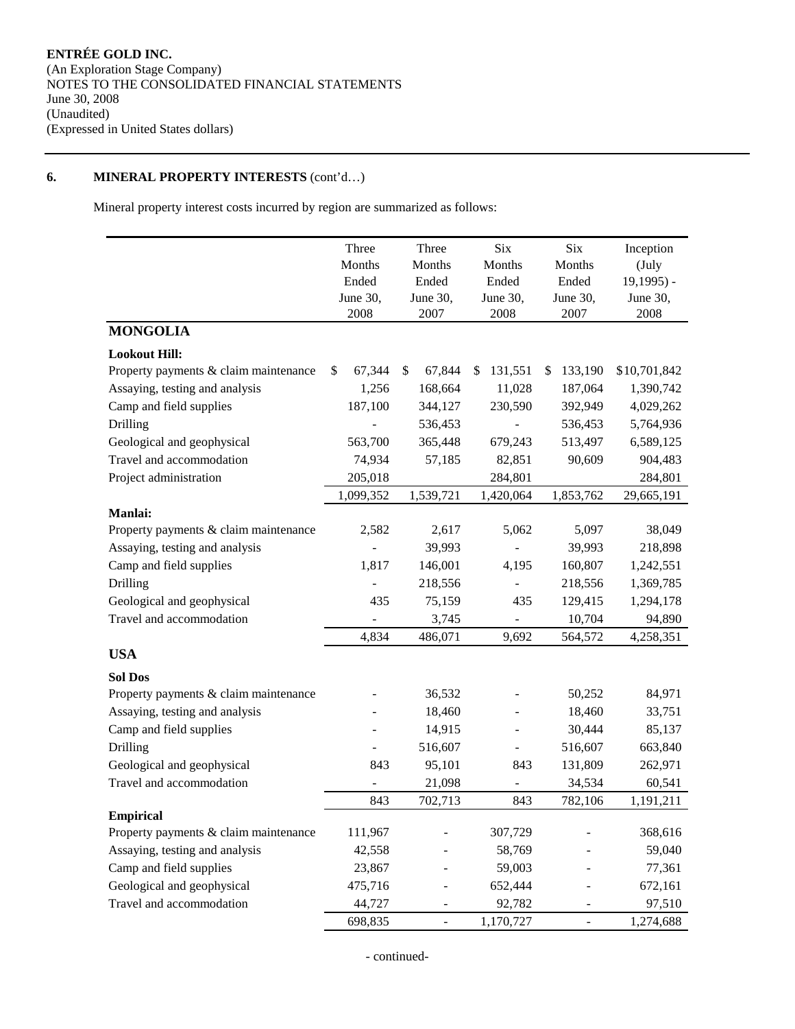**ENTRÉE GOLD INC.**
(An Exploration Stage Company)
NOTES TO THE CONSOLIDATED FINANCIAL STATEMENTS
June 30, 2008
(Unaudited)
(Expressed in United States dollars)

## 6. MINERAL PROPERTY INTERESTS (cont'd…)

Mineral property interest costs incurred by region are summarized as follows:

| | Three Months Ended June 30, 2008 | Three Months Ended June 30, 2007 | Six Months Ended June 30, 2008 | Six Months Ended June 30, 2007 | Inception (July 19,1995) - June 30, 2008 |
|---|---|---|---|---|---|
| **MONGOLIA** | | | | | |
| **Lookout Hill:** | | | | | |
| Property payments & claim maintenance | $ 67,344 | $ 67,844 | $ 131,551 | $ 133,190 | $10,701,842 |
| Assaying, testing and analysis | 1,256 | 168,664 | 11,028 | 187,064 | 1,390,742 |
| Camp and field supplies | 187,100 | 344,127 | 230,590 | 392,949 | 4,029,262 |
| Drilling | - | 536,453 | - | 536,453 | 5,764,936 |
| Geological and geophysical | 563,700 | 365,448 | 679,243 | 513,497 | 6,589,125 |
| Travel and accommodation | 74,934 | 57,185 | 82,851 | 90,609 | 904,483 |
| Project administration | 205,018 | | 284,801 | | 284,801 |
| | 1,099,352 | 1,539,721 | 1,420,064 | 1,853,762 | 29,665,191 |
| **Manlai:** | | | | | |
| Property payments & claim maintenance | 2,582 | 2,617 | 5,062 | 5,097 | 38,049 |
| Assaying, testing and analysis | - | 39,993 | - | 39,993 | 218,898 |
| Camp and field supplies | 1,817 | 146,001 | 4,195 | 160,807 | 1,242,551 |
| Drilling | - | 218,556 | - | 218,556 | 1,369,785 |
| Geological and geophysical | 435 | 75,159 | 435 | 129,415 | 1,294,178 |
| Travel and accommodation | - | 3,745 | - | 10,704 | 94,890 |
| | 4,834 | 486,071 | 9,692 | 564,572 | 4,258,351 |
| **USA** | | | | | |
| **Sol Dos** | | | | | |
| Property payments & claim maintenance | - | 36,532 | - | 50,252 | 84,971 |
| Assaying, testing and analysis | - | 18,460 | - | 18,460 | 33,751 |
| Camp and field supplies | - | 14,915 | - | 30,444 | 85,137 |
| Drilling | - | 516,607 | - | 516,607 | 663,840 |
| Geological and geophysical | 843 | 95,101 | 843 | 131,809 | 262,971 |
| Travel and accommodation | - | 21,098 | - | 34,534 | 60,541 |
| | 843 | 702,713 | 843 | 782,106 | 1,191,211 |
| **Empirical** | | | | | |
| Property payments & claim maintenance | 111,967 | - | 307,729 | - | 368,616 |
| Assaying, testing and analysis | 42,558 | - | 58,769 | - | 59,040 |
| Camp and field supplies | 23,867 | - | 59,003 | - | 77,361 |
| Geological and geophysical | 475,716 | - | 652,444 | - | 672,161 |
| Travel and accommodation | 44,727 | - | 92,782 | - | 97,510 |
| | 698,835 | - | 1,170,727 | - | 1,274,688 |

- continued-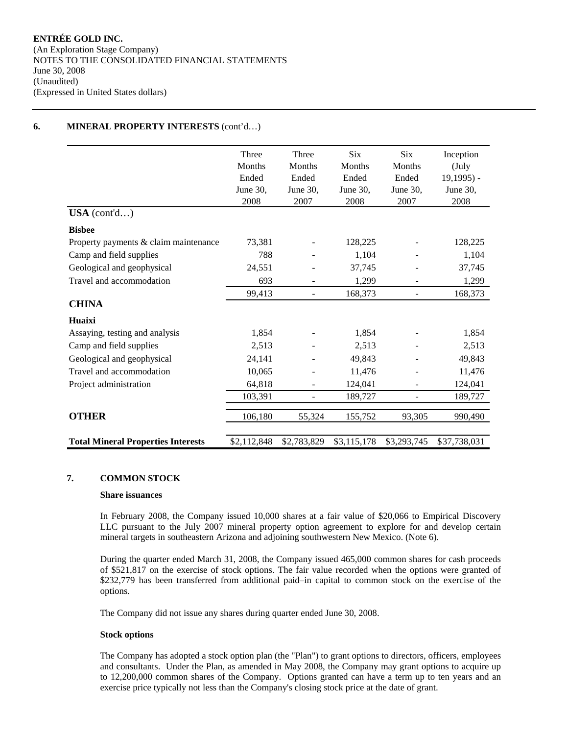**ENTRÉE GOLD INC.**
(An Exploration Stage Company)
NOTES TO THE CONSOLIDATED FINANCIAL STATEMENTS
June 30, 2008
(Unaudited)
(Expressed in United States dollars)

## 6. MINERAL PROPERTY INTERESTS (cont'd…)

| | Three Months Ended June 30, 2008 | Three Months Ended June 30, 2007 | Six Months Ended June 30, 2008 | Six Months Ended June 30, 2007 | Inception (July 19,1995) - June 30, 2008 |
|---|---|---|---|---|---|
| **USA** (cont'd…) | | | | | |
| **Bisbee** | | | | | |
| Property payments & claim maintenance | 73,381 | - | 128,225 | - | 128,225 |
| Camp and field supplies | 788 | - | 1,104 | - | 1,104 |
| Geological and geophysical | 24,551 | - | 37,745 | - | 37,745 |
| Travel and accommodation | 693 | - | 1,299 | - | 1,299 |
| | 99,413 | - | 168,373 | - | 168,373 |
| **CHINA** | | | | | |
| **Huaixi** | | | | | |
| Assaying, testing and analysis | 1,854 | - | 1,854 | - | 1,854 |
| Camp and field supplies | 2,513 | - | 2,513 | - | 2,513 |
| Geological and geophysical | 24,141 | - | 49,843 | - | 49,843 |
| Travel and accommodation | 10,065 | - | 11,476 | - | 11,476 |
| Project administration | 64,818 | - | 124,041 | - | 124,041 |
| | 103,391 | - | 189,727 | - | 189,727 |
| **OTHER** | 106,180 | 55,324 | 155,752 | 93,305 | 990,490 |
| **Total Mineral Properties Interests** | $2,112,848 | $2,783,829 | $3,115,178 | $3,293,745 | $37,738,031 |

## 7. COMMON STOCK

**Share issuances**

In February 2008, the Company issued 10,000 shares at a fair value of $20,066 to Empirical Discovery LLC pursuant to the July 2007 mineral property option agreement to explore for and develop certain mineral targets in southeastern Arizona and adjoining southwestern New Mexico. (Note 6).

During the quarter ended March 31, 2008, the Company issued 465,000 common shares for cash proceeds of $521,817 on the exercise of stock options. The fair value recorded when the options were granted of $232,779 has been transferred from additional paid–in capital to common stock on the exercise of the options.

The Company did not issue any shares during quarter ended June 30, 2008.

**Stock options**

The Company has adopted a stock option plan (the "Plan") to grant options to directors, officers, employees and consultants. Under the Plan, as amended in May 2008, the Company may grant options to acquire up to 12,200,000 common shares of the Company. Options granted can have a term up to ten years and an exercise price typically not less than the Company's closing stock price at the date of grant.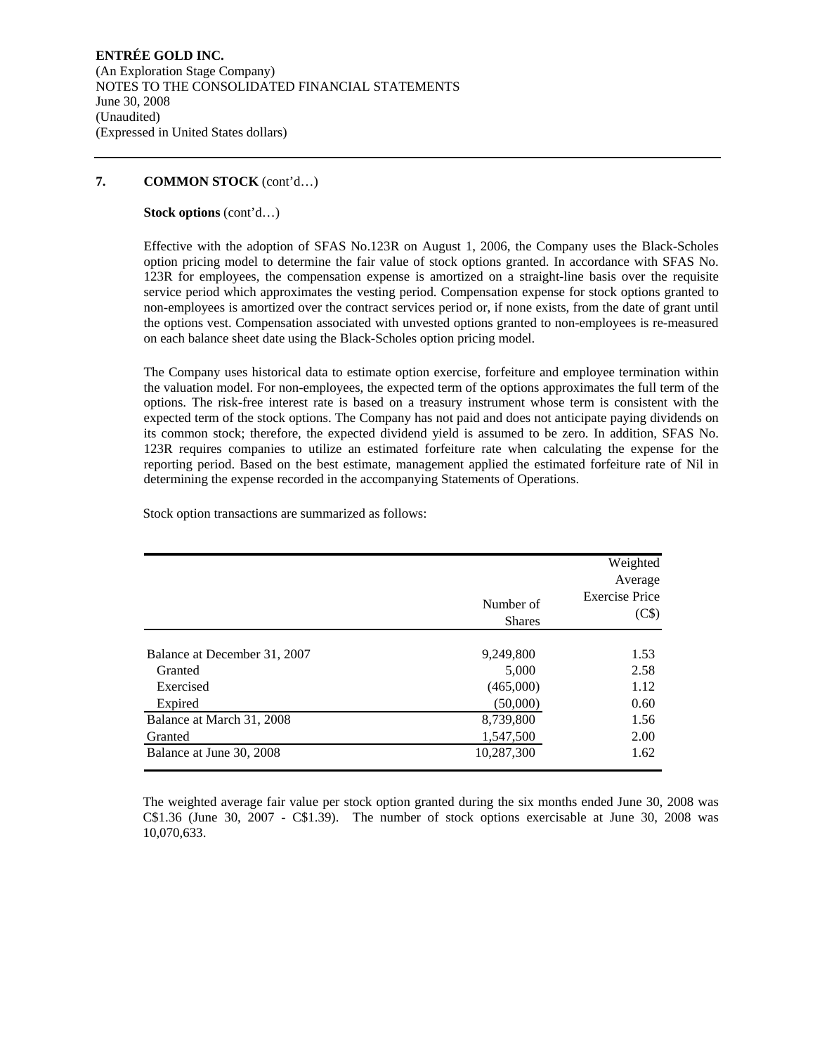**ENTRÉE GOLD INC.**
(An Exploration Stage Company)
NOTES TO THE CONSOLIDATED FINANCIAL STATEMENTS
June 30, 2008
(Unaudited)
(Expressed in United States dollars)

## 7. COMMON STOCK (cont'd…)

**Stock options** (cont'd…)

Effective with the adoption of SFAS No.123R on August 1, 2006, the Company uses the Black-Scholes option pricing model to determine the fair value of stock options granted. In accordance with SFAS No. 123R for employees, the compensation expense is amortized on a straight-line basis over the requisite service period which approximates the vesting period. Compensation expense for stock options granted to non-employees is amortized over the contract services period or, if none exists, from the date of grant until the options vest. Compensation associated with unvested options granted to non-employees is re-measured on each balance sheet date using the Black-Scholes option pricing model.

The Company uses historical data to estimate option exercise, forfeiture and employee termination within the valuation model. For non-employees, the expected term of the options approximates the full term of the options. The risk-free interest rate is based on a treasury instrument whose term is consistent with the expected term of the stock options. The Company has not paid and does not anticipate paying dividends on its common stock; therefore, the expected dividend yield is assumed to be zero. In addition, SFAS No. 123R requires companies to utilize an estimated forfeiture rate when calculating the expense for the reporting period. Based on the best estimate, management applied the estimated forfeiture rate of Nil in determining the expense recorded in the accompanying Statements of Operations.

Stock option transactions are summarized as follows:

| | Number of Shares | Weighted Average Exercise Price (C$) |
|---|---|---|
| Balance at December 31, 2007 | 9,249,800 | 1.53 |
| Granted | 5,000 | 2.58 |
| Exercised | (465,000) | 1.12 |
| Expired | (50,000) | 0.60 |
| Balance at March 31, 2008 | 8,739,800 | 1.56 |
| Granted | 1,547,500 | 2.00 |
| Balance at June 30, 2008 | 10,287,300 | 1.62 |

The weighted average fair value per stock option granted during the six months ended June 30, 2008 was C$1.36 (June 30, 2007 - C$1.39). The number of stock options exercisable at June 30, 2008 was 10,070,633.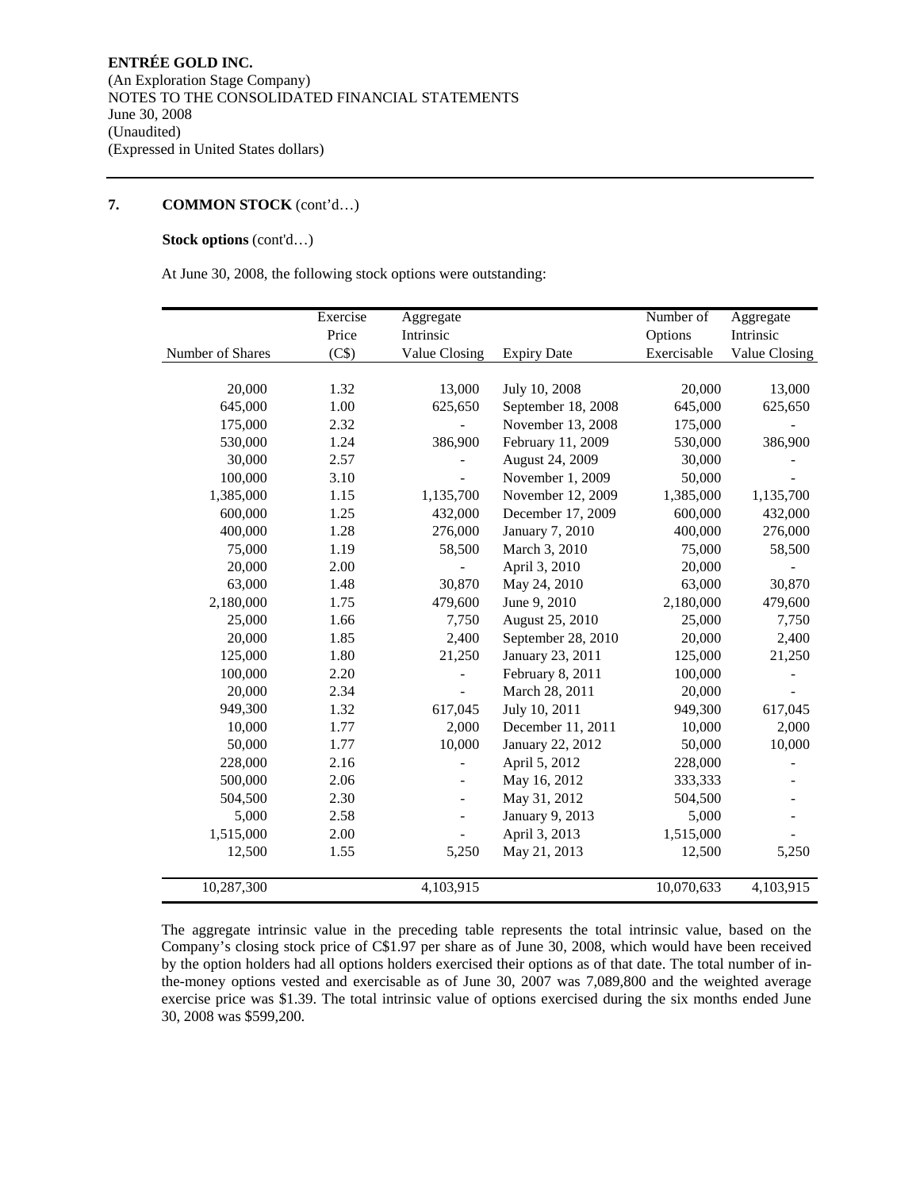**ENTRÉE GOLD INC.**
(An Exploration Stage Company)
NOTES TO THE CONSOLIDATED FINANCIAL STATEMENTS
June 30, 2008
(Unaudited)
(Expressed in United States dollars)

**7. COMMON STOCK** (cont'd…)

**Stock options** (cont'd…)

At June 30, 2008, the following stock options were outstanding:

| Number of Shares | Exercise Price (C$) | Aggregate Intrinsic Value Closing | Expiry Date | Number of Options Exercisable | Aggregate Intrinsic Value Closing |
|---|---|---|---|---|---|
| 20,000 | 1.32 | 13,000 | July 10, 2008 | 20,000 | 13,000 |
| 645,000 | 1.00 | 625,650 | September 18, 2008 | 645,000 | 625,650 |
| 175,000 | 2.32 | - | November 13, 2008 | 175,000 | - |
| 530,000 | 1.24 | 386,900 | February 11, 2009 | 530,000 | 386,900 |
| 30,000 | 2.57 | - | August 24, 2009 | 30,000 | - |
| 100,000 | 3.10 | - | November 1, 2009 | 50,000 | - |
| 1,385,000 | 1.15 | 1,135,700 | November 12, 2009 | 1,385,000 | 1,135,700 |
| 600,000 | 1.25 | 432,000 | December 17, 2009 | 600,000 | 432,000 |
| 400,000 | 1.28 | 276,000 | January 7, 2010 | 400,000 | 276,000 |
| 75,000 | 1.19 | 58,500 | March 3, 2010 | 75,000 | 58,500 |
| 20,000 | 2.00 | - | April 3, 2010 | 20,000 | - |
| 63,000 | 1.48 | 30,870 | May 24, 2010 | 63,000 | 30,870 |
| 2,180,000 | 1.75 | 479,600 | June 9, 2010 | 2,180,000 | 479,600 |
| 25,000 | 1.66 | 7,750 | August 25, 2010 | 25,000 | 7,750 |
| 20,000 | 1.85 | 2,400 | September 28, 2010 | 20,000 | 2,400 |
| 125,000 | 1.80 | 21,250 | January 23, 2011 | 125,000 | 21,250 |
| 100,000 | 2.20 | - | February 8, 2011 | 100,000 | - |
| 20,000 | 2.34 | - | March 28, 2011 | 20,000 | - |
| 949,300 | 1.32 | 617,045 | July 10, 2011 | 949,300 | 617,045 |
| 10,000 | 1.77 | 2,000 | December 11, 2011 | 10,000 | 2,000 |
| 50,000 | 1.77 | 10,000 | January 22, 2012 | 50,000 | 10,000 |
| 228,000 | 2.16 | - | April 5, 2012 | 228,000 | - |
| 500,000 | 2.06 | - | May 16, 2012 | 333,333 | - |
| 504,500 | 2.30 | - | May 31, 2012 | 504,500 | - |
| 5,000 | 2.58 | - | January 9, 2013 | 5,000 | - |
| 1,515,000 | 2.00 | - | April 3, 2013 | 1,515,000 | - |
| 12,500 | 1.55 | 5,250 | May 21, 2013 | 12,500 | 5,250 |
| 10,287,300 | | 4,103,915 | | 10,070,633 | 4,103,915 |

The aggregate intrinsic value in the preceding table represents the total intrinsic value, based on the Company's closing stock price of C$1.97 per share as of June 30, 2008, which would have been received by the option holders had all options holders exercised their options as of that date. The total number of in-the-money options vested and exercisable as of June 30, 2007 was 7,089,800 and the weighted average exercise price was $1.39. The total intrinsic value of options exercised during the six months ended June 30, 2008 was $599,200.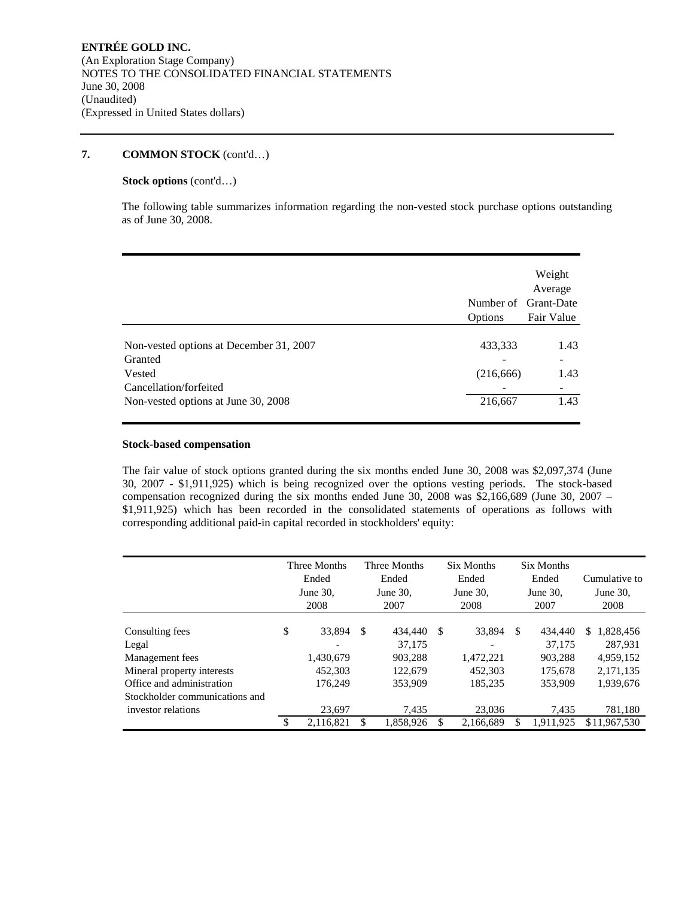**ENTRÉE GOLD INC.**
(An Exploration Stage Company)
NOTES TO THE CONSOLIDATED FINANCIAL STATEMENTS
June 30, 2008
(Unaudited)
(Expressed in United States dollars)

**7. COMMON STOCK** (cont'd…)

**Stock options** (cont'd…)

The following table summarizes information regarding the non-vested stock purchase options outstanding as of June 30, 2008.

| | Number of Options | Weight Average Grant-Date Fair Value |
|---|---|---|
| Non-vested options at December 31, 2007 | 433,333 | 1.43 |
| Granted | - | - |
| Vested | (216,666) | 1.43 |
| Cancellation/forfeited | - | - |
| Non-vested options at June 30, 2008 | 216,667 | 1.43 |

**Stock-based compensation**

The fair value of stock options granted during the six months ended June 30, 2008 was $2,097,374 (June 30, 2007 - $1,911,925) which is being recognized over the options vesting periods. The stock-based compensation recognized during the six months ended June 30, 2008 was $2,166,689 (June 30, 2007 – $1,911,925) which has been recorded in the consolidated statements of operations as follows with corresponding additional paid-in capital recorded in stockholders' equity:

| | Three Months Ended June 30, 2008 | Three Months Ended June 30, 2007 | Six Months Ended June 30, 2008 | Six Months Ended June 30, 2007 | Cumulative to June 30, 2008 |
|---|---|---|---|---|---|
| Consulting fees | $ 33,894 | $ 434,440 | $ 33,894 | $ 434,440 | $ 1,828,456 |
| Legal | - | 37,175 | - | 37,175 | 287,931 |
| Management fees | 1,430,679 | 903,288 | 1,472,221 | 903,288 | 4,959,152 |
| Mineral property interests | 452,303 | 122,679 | 452,303 | 175,678 | 2,171,135 |
| Office and administration | 176,249 | 353,909 | 185,235 | 353,909 | 1,939,676 |
| Stockholder communications and investor relations | 23,697 | 7,435 | 23,036 | 7,435 | 781,180 |
| | $ 2,116,821 | $ 1,858,926 | $ 2,166,689 | $ 1,911,925 | $11,967,530 |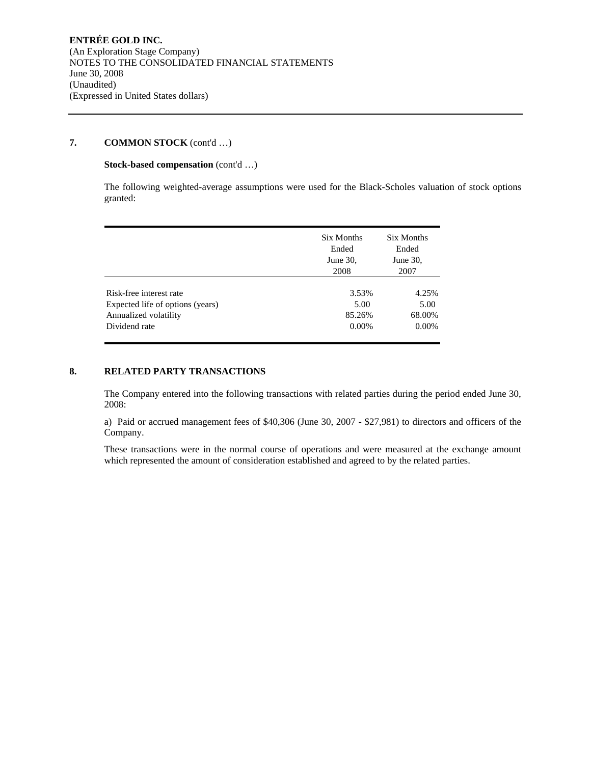**ENTRÉE GOLD INC.**
(An Exploration Stage Company)
NOTES TO THE CONSOLIDATED FINANCIAL STATEMENTS
June 30, 2008
(Unaudited)
(Expressed in United States dollars)

## 7. COMMON STOCK (cont'd …)

**Stock-based compensation** (cont'd …)

The following weighted-average assumptions were used for the Black-Scholes valuation of stock options granted:

| | Six Months Ended June 30, 2008 | Six Months Ended June 30, 2007 |
|---|---|---|
| Risk-free interest rate | 3.53% | 4.25% |
| Expected life of options (years) | 5.00 | 5.00 |
| Annualized volatility | 85.26% | 68.00% |
| Dividend rate | 0.00% | 0.00% |

## 8. RELATED PARTY TRANSACTIONS

The Company entered into the following transactions with related parties during the period ended June 30, 2008:

a) Paid or accrued management fees of $40,306 (June 30, 2007 - $27,981) to directors and officers of the Company.

These transactions were in the normal course of operations and were measured at the exchange amount which represented the amount of consideration established and agreed to by the related parties.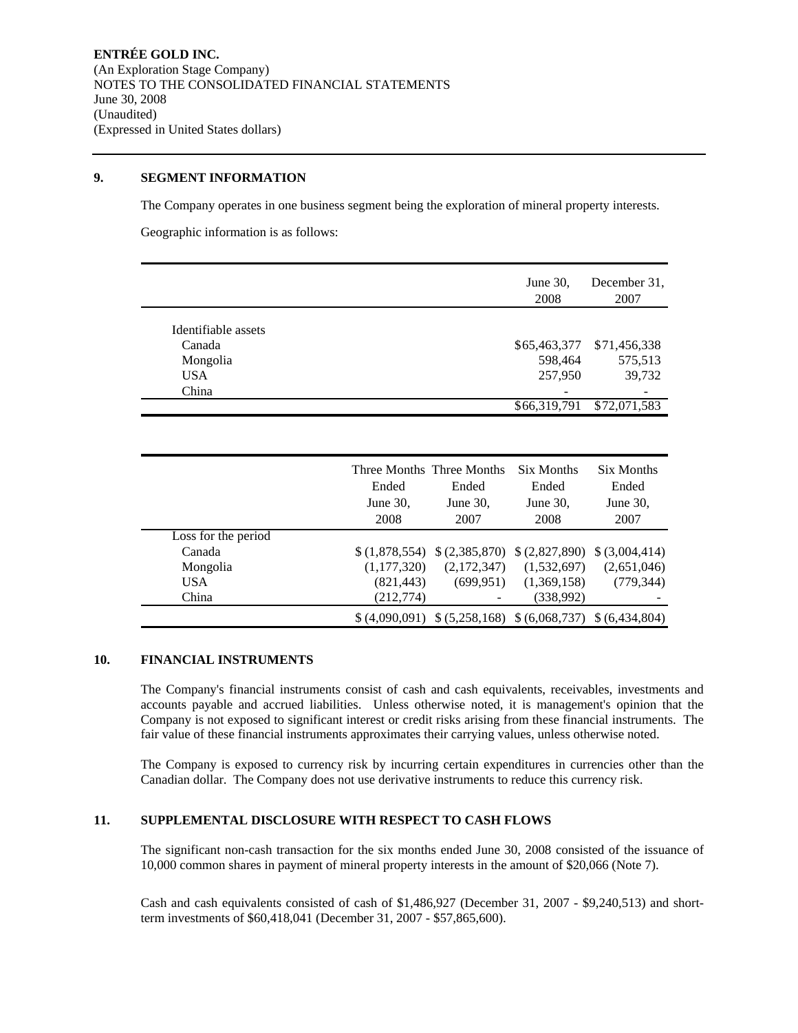**ENTRÉE GOLD INC.**
(An Exploration Stage Company)
NOTES TO THE CONSOLIDATED FINANCIAL STATEMENTS
June 30, 2008
(Unaudited)
(Expressed in United States dollars)

## 9. SEGMENT INFORMATION

The Company operates in one business segment being the exploration of mineral property interests.

Geographic information is as follows:

| | June 30, 2008 | December 31, 2007 |
|---|---|---|
| Identifiable assets | | |
| Canada | $65,463,377 | $71,456,338 |
| Mongolia | 598,464 | 575,513 |
| USA | 257,950 | 39,732 |
| China | - | - |
| | $66,319,791 | $72,071,583 |

| | Three Months Ended June 30, 2008 | Three Months Ended June 30, 2007 | Six Months Ended June 30, 2008 | Six Months Ended June 30, 2007 |
|---|---|---|---|---|
| Loss for the period | | | | |
| Canada | $ (1,878,554) | $ (2,385,870) | $ (2,827,890) | $ (3,004,414) |
| Mongolia | (1,177,320) | (2,172,347) | (1,532,697) | (2,651,046) |
| USA | (821,443) | (699,951) | (1,369,158) | (779,344) |
| China | (212,774) | - | (338,992) | - |
| | $ (4,090,091) | $ (5,258,168) | $ (6,068,737) | $ (6,434,804) |

## 10. FINANCIAL INSTRUMENTS

The Company's financial instruments consist of cash and cash equivalents, receivables, investments and accounts payable and accrued liabilities. Unless otherwise noted, it is management's opinion that the Company is not exposed to significant interest or credit risks arising from these financial instruments. The fair value of these financial instruments approximates their carrying values, unless otherwise noted.

The Company is exposed to currency risk by incurring certain expenditures in currencies other than the Canadian dollar. The Company does not use derivative instruments to reduce this currency risk.

## 11. SUPPLEMENTAL DISCLOSURE WITH RESPECT TO CASH FLOWS

The significant non-cash transaction for the six months ended June 30, 2008 consisted of the issuance of 10,000 common shares in payment of mineral property interests in the amount of $20,066 (Note 7).

Cash and cash equivalents consisted of cash of $1,486,927 (December 31, 2007 - $9,240,513) and short-term investments of $60,418,041 (December 31, 2007 - $57,865,600).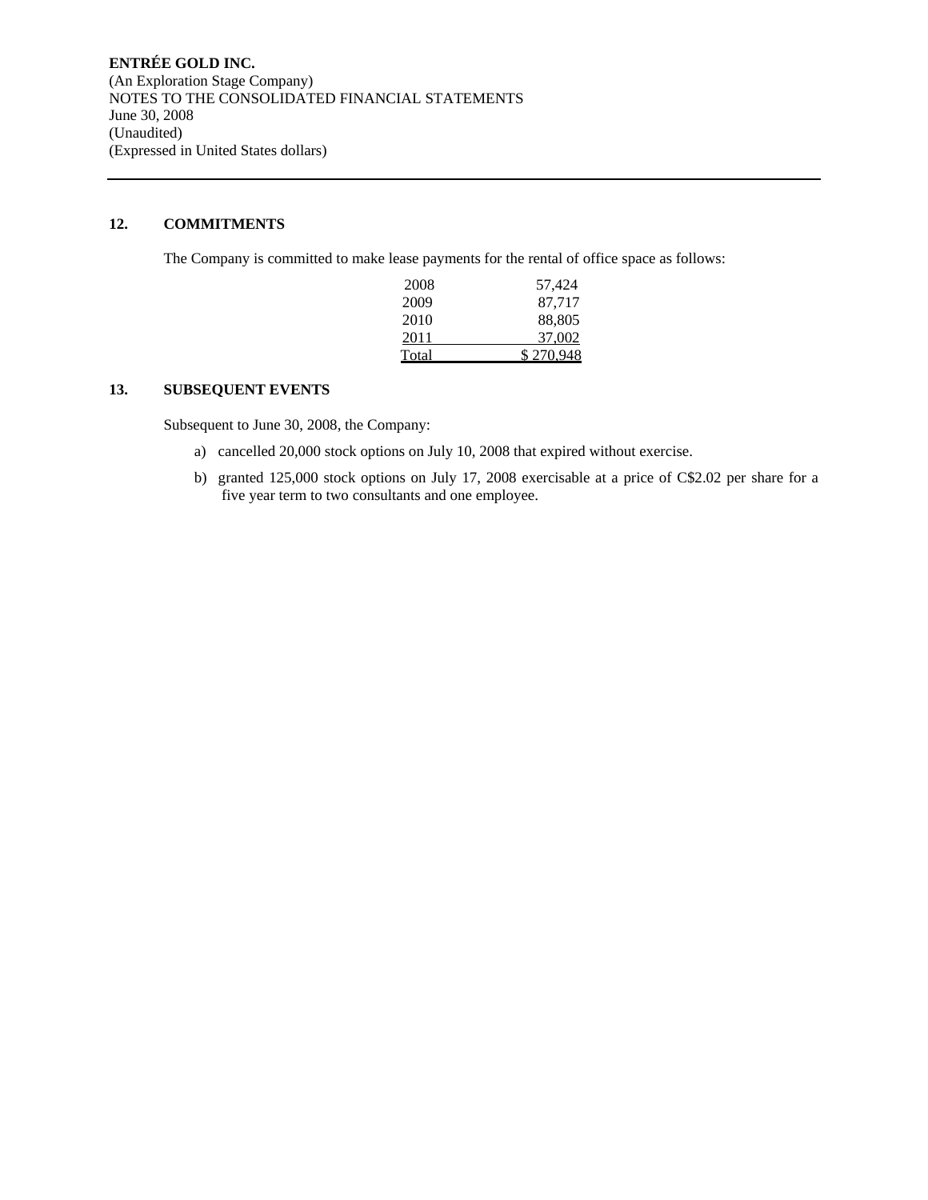**ENTRÉE GOLD INC.**
(An Exploration Stage Company)
NOTES TO THE CONSOLIDATED FINANCIAL STATEMENTS
June 30, 2008
(Unaudited)
(Expressed in United States dollars)

## 12. COMMITMENTS

The Company is committed to make lease payments for the rental of office space as follows:

| | |
|---|---|
| 2008 | 57,424 |
| 2009 | 87,717 |
| 2010 | 88,805 |
| 2011 | 37,002 |
| Total | $ 270,948 |

## 13. SUBSEQUENT EVENTS

Subsequent to June 30, 2008, the Company:

a) cancelled 20,000 stock options on July 10, 2008 that expired without exercise.

b) granted 125,000 stock options on July 17, 2008 exercisable at a price of C$2.02 per share for a five year term to two consultants and one employee.